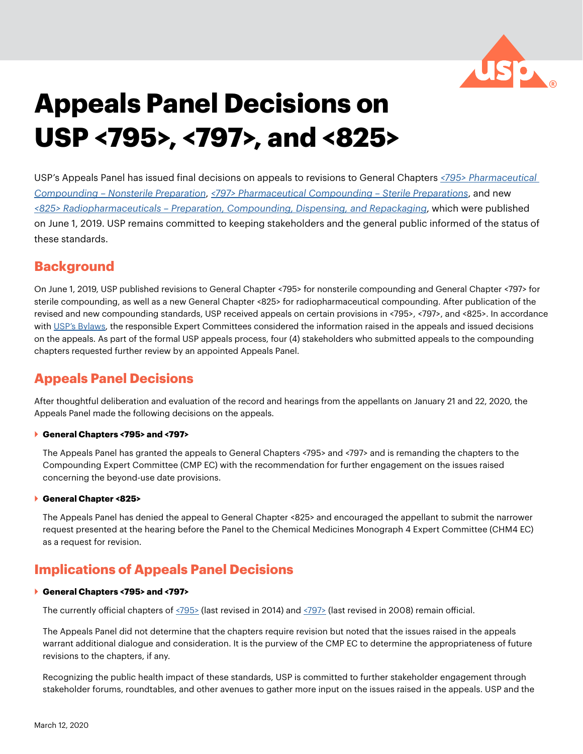# Appeals Panel Decisions on USP <795>, <797>, and <825>

USP's Appeals Panel has issued final decisions on appeals to revisions to General Chapters *<795> Pharmaceutical Compounding – Nonsterile Preparation*, *<797> Pharmaceutical Compounding – Sterile Preparations*, and new *<825> Radiopharmaceuticals – Preparation, Compounding, Dispensing, and Repackaging*, which were published on June 1, 2019. USP remains committed to keeping stakeholders and the general public informed of the status of these standards.

## Background

On June 1, 2019, USP published revisions to General Chapter <795> for nonsterile compounding and General Chapter <797> for sterile compounding, as well as a new General Chapter <825> for radiopharmaceutical compounding. After publication of the revised and new compounding standards, USP received appeals on certain provisions in <795>, <797>, and <825>. In accordance with USP's Bylaws, the responsible Expert Committees considered the information raised in the appeals and issued decisions on the appeals. As part of the formal USP appeals process, four (4) stakeholders who submitted appeals to the compounding chapters requested further review by an appointed Appeals Panel.

## Appeals Panel Decisions

After thoughtful deliberation and evaluation of the record and hearings from the appellants on January 21 and 22, 2020, the Appeals Panel made the following decisions on the appeals.

- **General Chapters <795> and <797>**

  The Appeals Panel has granted the appeals to General Chapters <795> and <797> and is remanding the chapters to the Compounding Expert Committee (CMP EC) with the recommendation for further engagement on the issues raised concerning the beyond-use date provisions.

- **General Chapter <825>**

  The Appeals Panel has denied the appeal to General Chapter <825> and encouraged the appellant to submit the narrower request presented at the hearing before the Panel to the Chemical Medicines Monograph 4 Expert Committee (CHM4 EC) as a request for revision.

## Implications of Appeals Panel Decisions

- **General Chapters <795> and <797>**

  The currently official chapters of <795> (last revised in 2014) and <797> (last revised in 2008) remain official.

  The Appeals Panel did not determine that the chapters require revision but noted that the issues raised in the appeals warrant additional dialogue and consideration. It is the purview of the CMP EC to determine the appropriateness of future revisions to the chapters, if any.

  Recognizing the public health impact of these standards, USP is committed to further stakeholder engagement through stakeholder forums, roundtables, and other avenues to gather more input on the issues raised in the appeals. USP and the

March 12, 2020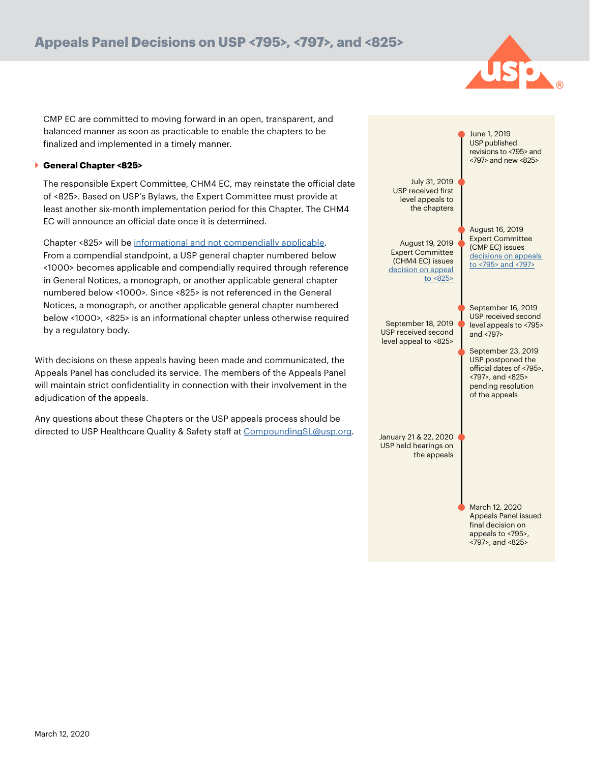CMP EC are committed to moving forward in an open, transparent, and balanced manner as soon as practicable to enable the chapters to be finalized and implemented in a timely manner.

- **General Chapter <825>**

The responsible Expert Committee, CHM4 EC, may reinstate the official date of <825>. Based on USP's Bylaws, the Expert Committee must provide at least another six-month implementation period for this Chapter. The CHM4 EC will announce an official date once it is determined.

Chapter <825> will be informational and not compendially applicable. From a compendial standpoint, a USP general chapter numbered below <1000> becomes applicable and compendially required through reference in General Notices, a monograph, or another applicable general chapter numbered below <1000>. Since <825> is not referenced in the General Notices, a monograph, or another applicable general chapter numbered below <1000>, <825> is an informational chapter unless otherwise required by a regulatory body.

With decisions on these appeals having been made and communicated, the Appeals Panel has concluded its service. The members of the Appeals Panel will maintain strict confidentiality in connection with their involvement in the adjudication of the appeals.

Any questions about these Chapters or the USP appeals process should be directed to USP Healthcare Quality & Safety staff at CompoundingSL@usp.org.

June 1, 2019
USP published revisions to <795> and <797> and new <825>

July 31, 2019
USP received first level appeals to the chapters

August 16, 2019
Expert Committee (CMP EC) issues decisions on appeals to <795> and <797>

August 19, 2019
Expert Committee (CHM4 EC) issues decision on appeal to <825>

September 16, 2019
USP received second level appeals to <795> and <797>

September 18, 2019
USP received second level appeal to <825>

September 23, 2019
USP postponed the official dates of <795>, <797>, and <825> pending resolution of the appeals

January 21 & 22, 2020
USP held hearings on the appeals

March 12, 2020
Appeals Panel issued final decision on appeals to <795>, <797>, and <825>

March 12, 2020